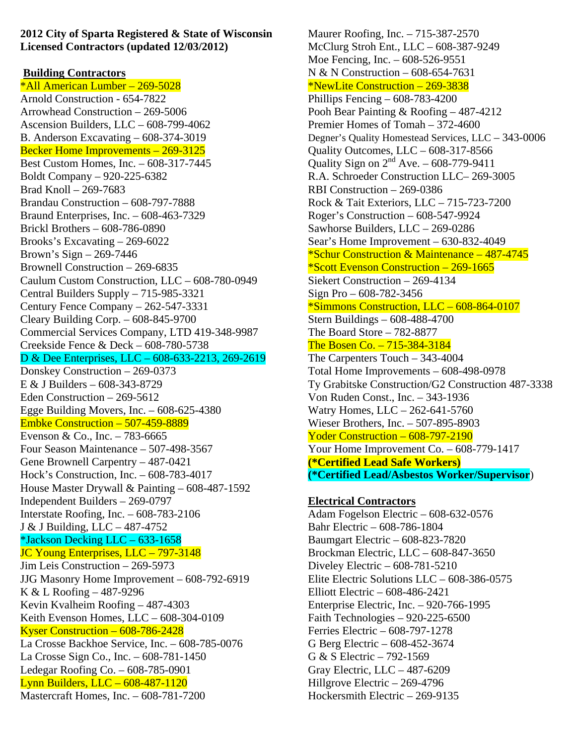**2012 City of Sparta Registered & State of Wisconsin Licensed Contractors (updated 12/03/2012)**

## Building Contractors

*All American Lumber – 269-5028
Arnold Construction - 654-7822
Arrowhead Construction – 269-5006
Ascension Builders, LLC – 608-799-4062
B. Anderson Excavating – 608-374-3019
Becker Home Improvements – 269-3125
Best Custom Homes, Inc. – 608-317-7445
Boldt Company – 920-225-6382
Brad Knoll – 269-7683
Brandau Construction – 608-797-7888
Braund Enterprises, Inc. – 608-463-7329
Brickl Brothers – 608-786-0890
Brooks's Excavating – 269-6022
Brown's Sign – 269-7446
Brownell Construction – 269-6835
Caulum Custom Construction, LLC – 608-780-0949
Central Builders Supply – 715-985-3321
Century Fence Company – 262-547-3331
Cleary Building Corp. – 608-845-9700
Commercial Services Company, LTD 419-348-9987
Creekside Fence & Deck – 608-780-5738
D & Dee Enterprises, LLC – 608-633-2213, 269-2619
Donskey Construction – 269-0373
E & J Builders – 608-343-8729
Eden Construction – 269-5612
Egge Building Movers, Inc. – 608-625-4380
Embke Construction – 507-459-8889
Evenson & Co., Inc. – 783-6665
Four Season Maintenance – 507-498-3567
Gene Brownell Carpentry – 487-0421
Hock's Construction, Inc. – 608-783-4017
House Master Drywall & Painting – 608-487-1592
Independent Builders – 269-0797
Interstate Roofing, Inc. – 608-783-2106
J & J Building, LLC – 487-4752
*Jackson Decking LLC – 633-1658
JC Young Enterprises, LLC – 797-3148
Jim Leis Construction – 269-5973
JJG Masonry Home Improvement – 608-792-6919
K & L Roofing – 487-9296
Kevin Kvalheim Roofing – 487-4303
Keith Evenson Homes, LLC – 608-304-0109
Kyser Construction – 608-786-2428
La Crosse Backhoe Service, Inc. – 608-785-0076
La Crosse Sign Co., Inc. – 608-781-1450
Ledegar Roofing Co. – 608-785-0901
Lynn Builders, LLC – 608-487-1120
Mastercraft Homes, Inc. – 608-781-7200
Maurer Roofing, Inc. – 715-387-2570
McClurg Stroh Ent., LLC – 608-387-9249
Moe Fencing, Inc. – 608-526-9551
N & N Construction – 608-654-7631
*NewLite Construction – 269-3838
Phillips Fencing – 608-783-4200
Pooh Bear Painting & Roofing – 487-4212
Premier Homes of Tomah – 372-4600
Degner's Quality Homestead Services, LLC – 343-0006
Quality Outcomes, LLC – 608-317-8566
Quality Sign on 2nd Ave. – 608-779-9411
R.A. Schroeder Construction LLC– 269-3005
RBI Construction – 269-0386
Rock & Tait Exteriors, LLC – 715-723-7200
Roger's Construction – 608-547-9924
Sawhorse Builders, LLC – 269-0286
Sear's Home Improvement – 630-832-4049
*Schur Construction & Maintenance – 487-4745
*Scott Evenson Construction – 269-1665
Siekert Construction – 269-4134
Sign Pro – 608-782-3456
*Simmons Construction, LLC – 608-864-0107
Stern Buildings – 608-488-4700
The Board Store – 782-8877
The Bosen Co. – 715-384-3184
The Carpenters Touch – 343-4004
Total Home Improvements – 608-498-0978
Ty Grabitske Construction/G2 Construction 487-3338
Von Ruden Const., Inc. – 343-1936
Watry Homes, LLC – 262-641-5760
Wieser Brothers, Inc. – 507-895-8903
Yoder Construction – 608-797-2190
Your Home Improvement Co. – 608-779-1417

**(*Certified Lead Safe Workers)**
**(*Certified Lead/Asbestos Worker/Supervisor**)

## Electrical Contractors

Adam Fogelson Electric – 608-632-0576
Bahr Electric – 608-786-1804
Baumgart Electric – 608-823-7820
Brockman Electric, LLC – 608-847-3650
Diveley Electric – 608-781-5210
Elite Electric Solutions LLC – 608-386-0575
Elliott Electric – 608-486-2421
Enterprise Electric, Inc. – 920-766-1995
Faith Technologies – 920-225-6500
Ferries Electric – 608-797-1278
G Berg Electric – 608-452-3674
G & S Electric – 792-1569
Gray Electric, LLC – 487-6209
Hillgrove Electric – 269-4796
Hockersmith Electric – 269-9135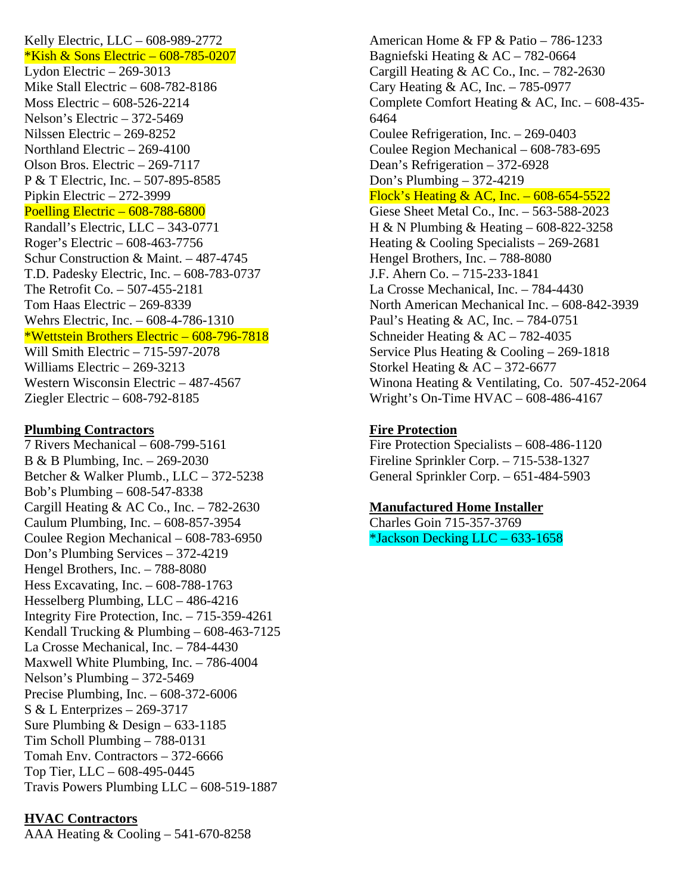Kelly Electric, LLC – 608-989-2772
*Kish & Sons Electric – 608-785-0207
Lydon Electric – 269-3013
Mike Stall Electric – 608-782-8186
Moss Electric – 608-526-2214
Nelson's Electric – 372-5469
Nilssen Electric – 269-8252
Northland Electric – 269-4100
Olson Bros. Electric – 269-7117
P & T Electric, Inc. – 507-895-8585
Pipkin Electric – 272-3999
Poelling Electric – 608-788-6800
Randall's Electric, LLC – 343-0771
Roger's Electric – 608-463-7756
Schur Construction & Maint. – 487-4745
T.D. Padesky Electric, Inc. – 608-783-0737
The Retrofit Co. – 507-455-2181
Tom Haas Electric – 269-8339
Wehrs Electric, Inc. – 608-4-786-1310
*Wettstein Brothers Electric – 608-796-7818
Will Smith Electric – 715-597-2078
Williams Electric – 269-3213
Western Wisconsin Electric – 487-4567
Ziegler Electric – 608-792-8185

**Plumbing Contractors**

7 Rivers Mechanical – 608-799-5161
B & B Plumbing, Inc. – 269-2030
Betcher & Walker Plumb., LLC – 372-5238
Bob's Plumbing – 608-547-8338
Cargill Heating & AC Co., Inc. – 782-2630
Caulum Plumbing, Inc. – 608-857-3954
Coulee Region Mechanical – 608-783-6950
Don's Plumbing Services – 372-4219
Hengel Brothers, Inc. – 788-8080
Hess Excavating, Inc. – 608-788-1763
Hesselberg Plumbing, LLC – 486-4216
Integrity Fire Protection, Inc. – 715-359-4261
Kendall Trucking & Plumbing – 608-463-7125
La Crosse Mechanical, Inc. – 784-4430
Maxwell White Plumbing, Inc. – 786-4004
Nelson's Plumbing – 372-5469
Precise Plumbing, Inc. – 608-372-6006
S & L Enterprizes – 269-3717
Sure Plumbing & Design – 633-1185
Tim Scholl Plumbing – 788-0131
Tomah Env. Contractors – 372-6666
Top Tier, LLC – 608-495-0445
Travis Powers Plumbing LLC – 608-519-1887

**HVAC Contractors**

AAA Heating & Cooling – 541-670-8258
American Home & FP & Patio – 786-1233
Bagniefski Heating & AC – 782-0664
Cargill Heating & AC Co., Inc. – 782-2630
Cary Heating & AC, Inc. – 785-0977
Complete Comfort Heating & AC, Inc. – 608-435-6464
Coulee Refrigeration, Inc. – 269-0403
Coulee Region Mechanical – 608-783-695
Dean's Refrigeration – 372-6928
Don's Plumbing – 372-4219
Flock's Heating & AC, Inc. – 608-654-5522
Giese Sheet Metal Co., Inc. – 563-588-2023
H & N Plumbing & Heating – 608-822-3258
Heating & Cooling Specialists – 269-2681
Hengel Brothers, Inc. – 788-8080
J.F. Ahern Co. – 715-233-1841
La Crosse Mechanical, Inc. – 784-4430
North American Mechanical Inc. – 608-842-3939
Paul's Heating & AC, Inc. – 784-0751
Schneider Heating & AC – 782-4035
Service Plus Heating & Cooling – 269-1818
Storkel Heating & AC – 372-6677
Winona Heating & Ventilating, Co. 507-452-2064
Wright's On-Time HVAC – 608-486-4167

**Fire Protection**

Fire Protection Specialists – 608-486-1120
Fireline Sprinkler Corp. – 715-538-1327
General Sprinkler Corp. – 651-484-5903

**Manufactured Home Installer**

Charles Goin 715-357-3769
*Jackson Decking LLC – 633-1658